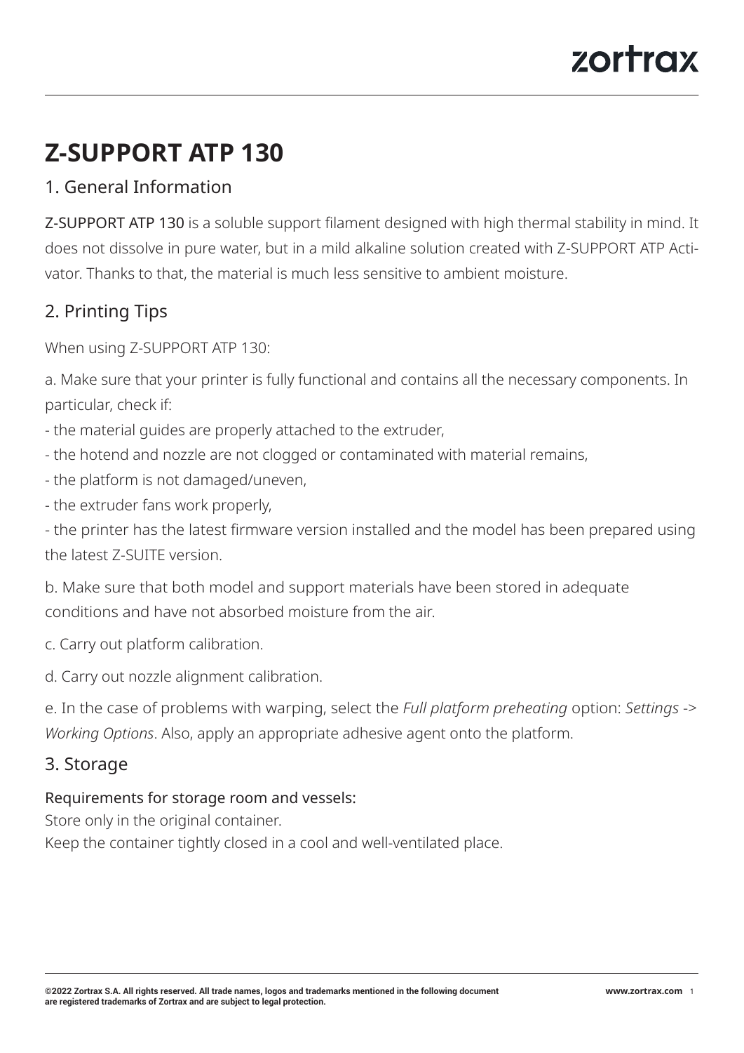# Z-SUPPORT ATP 130

## 1. General Information

Z-SUPPORT ATP 130 is a soluble support filament designed with high thermal stability in mind. It does not dissolve in pure water, but in a mild alkaline solution created with Z-SUPPORT ATP Activator. Thanks to that, the material is much less sensitive to ambient moisture.

## 2. Printing Tips

When using Z-SUPPORT ATP 130:

a. Make sure that your printer is fully functional and contains all the necessary components. In particular, check if:
- the material guides are properly attached to the extruder,
- the hotend and nozzle are not clogged or contaminated with material remains,
- the platform is not damaged/uneven,
- the extruder fans work properly,
- the printer has the latest firmware version installed and the model has been prepared using the latest Z-SUITE version.

b. Make sure that both model and support materials have been stored in adequate conditions and have not absorbed moisture from the air.

c. Carry out platform calibration.

d. Carry out nozzle alignment calibration.

e. In the case of problems with warping, select the *Full platform preheating* option: *Settings* -> *Working Options*. Also, apply an appropriate adhesive agent onto the platform.

## 3. Storage

Requirements for storage room and vessels:
Store only in the original container.
Keep the container tightly closed in a cool and well-ventilated place.

**©2022 Zortrax S.A. All rights reserved. All trade names, logos and trademarks mentioned in the following document are registered trademarks of Zortrax and are subject to legal protection.**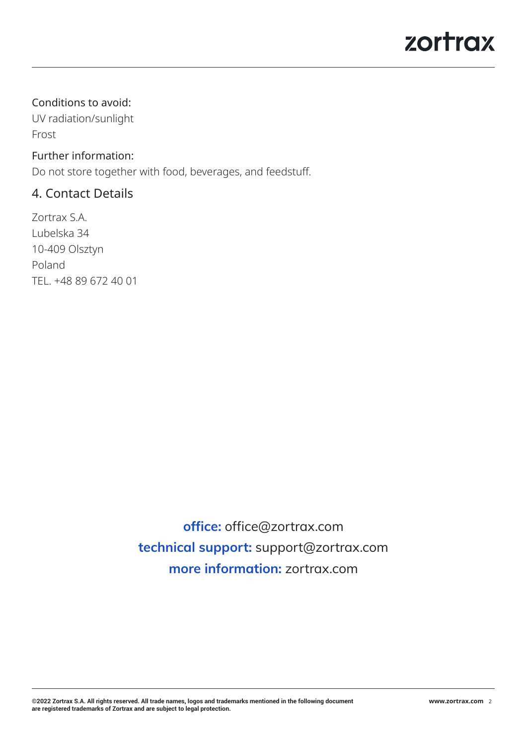Conditions to avoid:
UV radiation/sunlight
Frost

Further information:
Do not store together with food, beverages, and feedstuff.

## 4. Contact Details

Zortrax S.A.
Lubelska 34
10-409 Olsztyn
Poland
TEL. +48 89 672 40 01

**office:** office@zortrax.com
**technical support:** support@zortrax.com
**more information:** zortrax.com

**©2022 Zortrax S.A. All rights reserved. All trade names, logos and trademarks mentioned in the following document are registered trademarks of Zortrax and are subject to legal protection.**